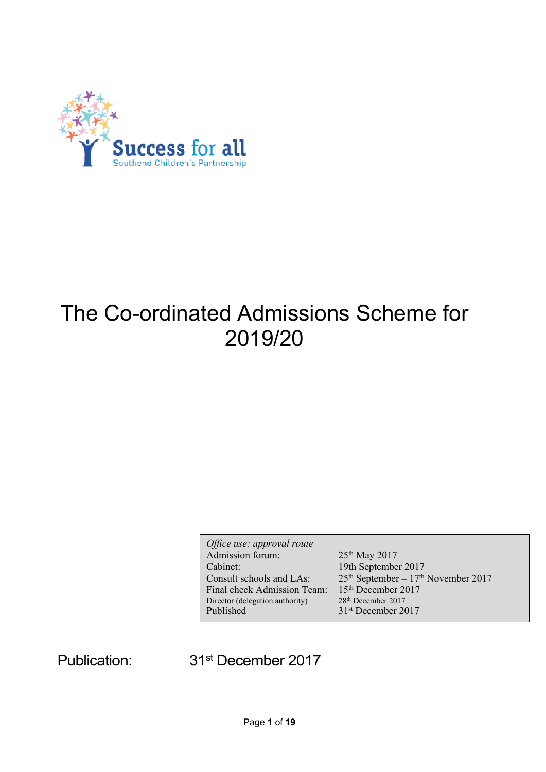Success for all
Southend Children's Partnership

# The Co-ordinated Admissions Scheme for 2019/20

| *Office use: approval route* | |
|---|---|
| Admission forum: | 25th May 2017 |
| Cabinet: | 19th September 2017 |
| Consult schools and LAs: | 25th September – 17th November 2017 |
| Final check Admission Team: | 15th December 2017 |
| Director (delegation authority) | 28th December 2017 |
| Published | 31st December 2017 |

Publication: 31st December 2017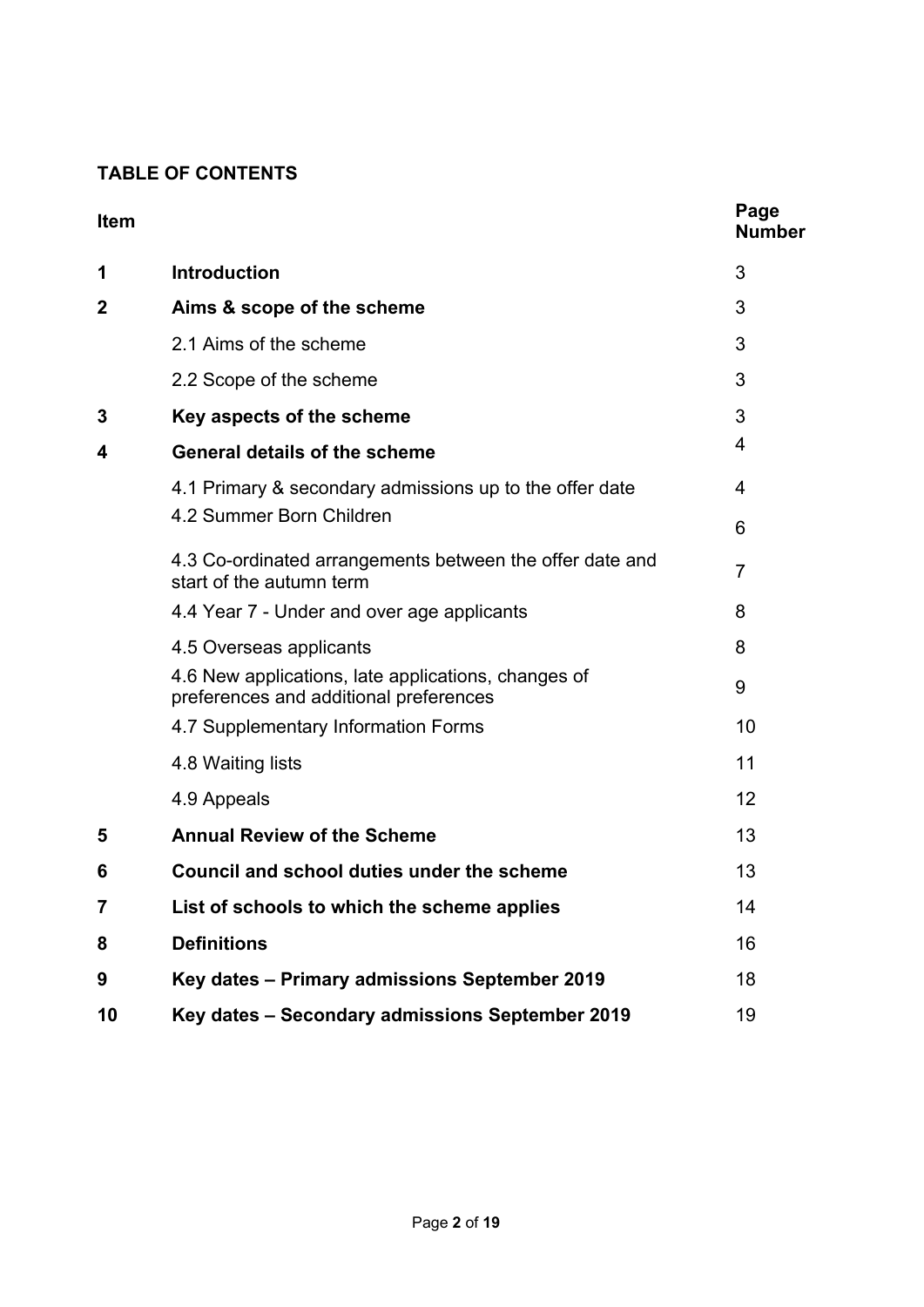## TABLE OF CONTENTS

| Item | | Page Number |
|---|---|---|
| **1** | **Introduction** | 3 |
| **2** | **Aims & scope of the scheme** | 3 |
| | 2.1 Aims of the scheme | 3 |
| | 2.2 Scope of the scheme | 3 |
| **3** | **Key aspects of the scheme** | 3 |
| **4** | **General details of the scheme** | 4 |
| | 4.1 Primary & secondary admissions up to the offer date | 4 |
| | 4.2 Summer Born Children | 6 |
| | 4.3 Co-ordinated arrangements between the offer date and start of the autumn term | 7 |
| | 4.4 Year 7 - Under and over age applicants | 8 |
| | 4.5 Overseas applicants | 8 |
| | 4.6 New applications, late applications, changes of preferences and additional preferences | 9 |
| | 4.7 Supplementary Information Forms | 10 |
| | 4.8 Waiting lists | 11 |
| | 4.9 Appeals | 12 |
| **5** | **Annual Review of the Scheme** | 13 |
| **6** | **Council and school duties under the scheme** | 13 |
| **7** | **List of schools to which the scheme applies** | 14 |
| **8** | **Definitions** | 16 |
| **9** | **Key dates – Primary admissions September 2019** | 18 |
| **10** | **Key dates – Secondary admissions September 2019** | 19 |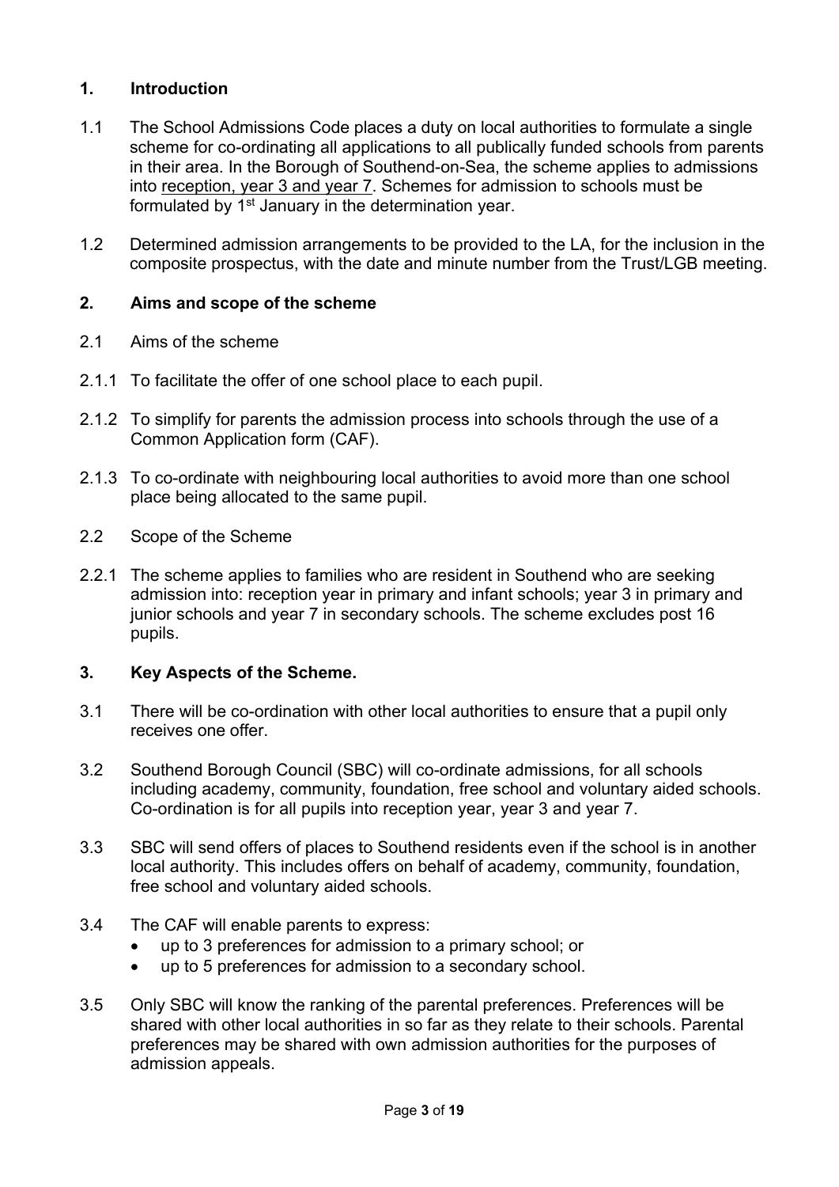## 1. Introduction

1.1 The School Admissions Code places a duty on local authorities to formulate a single scheme for co-ordinating all applications to all publically funded schools from parents in their area. In the Borough of Southend-on-Sea, the scheme applies to admissions into reception, year 3 and year 7. Schemes for admission to schools must be formulated by 1st January in the determination year.

1.2 Determined admission arrangements to be provided to the LA, for the inclusion in the composite prospectus, with the date and minute number from the Trust/LGB meeting.

## 2. Aims and scope of the scheme

2.1 Aims of the scheme

2.1.1 To facilitate the offer of one school place to each pupil.

2.1.2 To simplify for parents the admission process into schools through the use of a Common Application form (CAF).

2.1.3 To co-ordinate with neighbouring local authorities to avoid more than one school place being allocated to the same pupil.

2.2 Scope of the Scheme

2.2.1 The scheme applies to families who are resident in Southend who are seeking admission into: reception year in primary and infant schools; year 3 in primary and junior schools and year 7 in secondary schools. The scheme excludes post 16 pupils.

## 3. Key Aspects of the Scheme.

3.1 There will be co-ordination with other local authorities to ensure that a pupil only receives one offer.

3.2 Southend Borough Council (SBC) will co-ordinate admissions, for all schools including academy, community, foundation, free school and voluntary aided schools. Co-ordination is for all pupils into reception year, year 3 and year 7.

3.3 SBC will send offers of places to Southend residents even if the school is in another local authority. This includes offers on behalf of academy, community, foundation, free school and voluntary aided schools.

3.4 The CAF will enable parents to express:

- up to 3 preferences for admission to a primary school; or
- up to 5 preferences for admission to a secondary school.

3.5 Only SBC will know the ranking of the parental preferences. Preferences will be shared with other local authorities in so far as they relate to their schools. Parental preferences may be shared with own admission authorities for the purposes of admission appeals.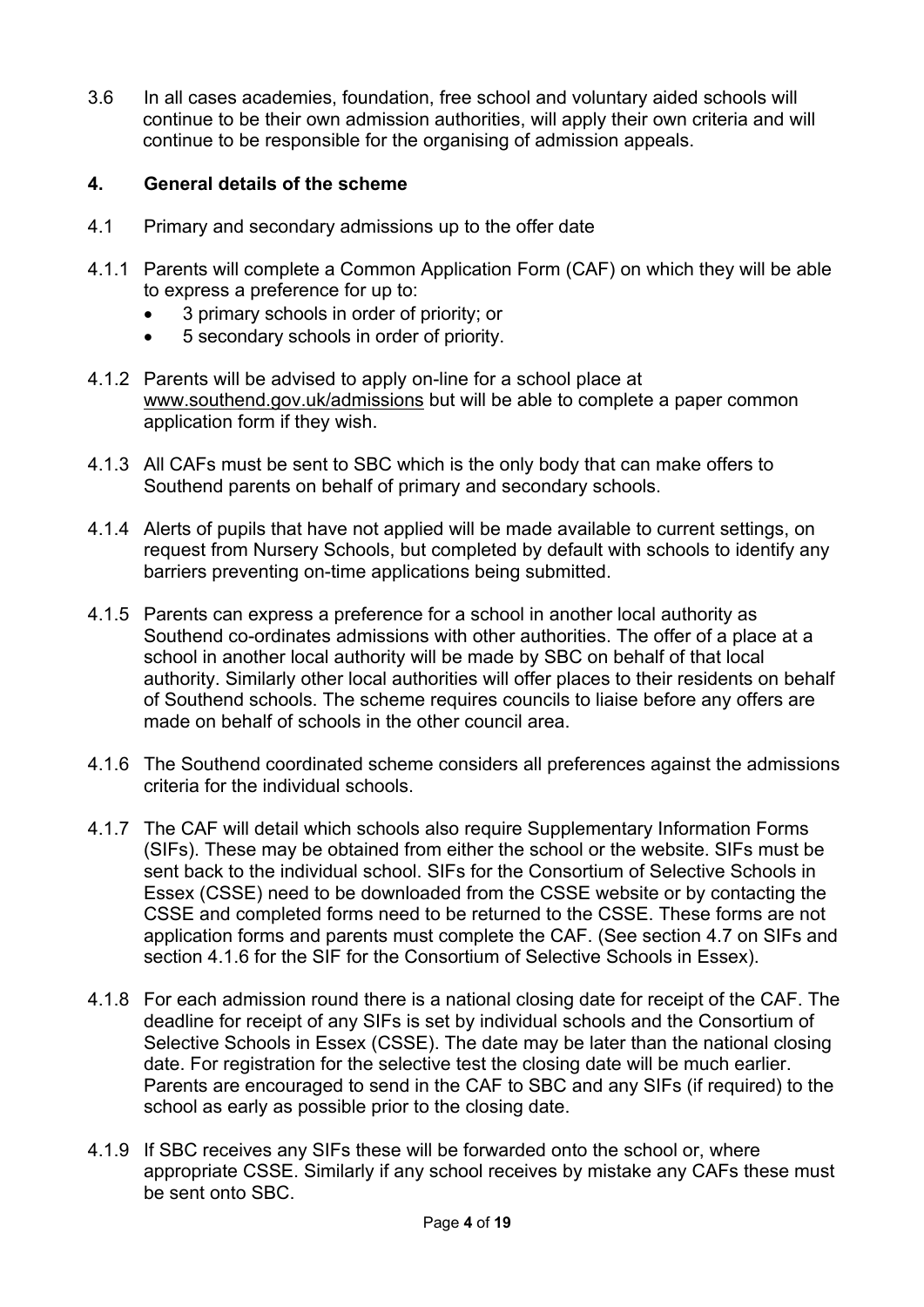3.6 In all cases academies, foundation, free school and voluntary aided schools will continue to be their own admission authorities, will apply their own criteria and will continue to be responsible for the organising of admission appeals.

## 4. General details of the scheme

4.1 Primary and secondary admissions up to the offer date

4.1.1 Parents will complete a Common Application Form (CAF) on which they will be able to express a preference for up to:

- 3 primary schools in order of priority; or
- 5 secondary schools in order of priority.

4.1.2 Parents will be advised to apply on-line for a school place at www.southend.gov.uk/admissions but will be able to complete a paper common application form if they wish.

4.1.3 All CAFs must be sent to SBC which is the only body that can make offers to Southend parents on behalf of primary and secondary schools.

4.1.4 Alerts of pupils that have not applied will be made available to current settings, on request from Nursery Schools, but completed by default with schools to identify any barriers preventing on-time applications being submitted.

4.1.5 Parents can express a preference for a school in another local authority as Southend co-ordinates admissions with other authorities. The offer of a place at a school in another local authority will be made by SBC on behalf of that local authority. Similarly other local authorities will offer places to their residents on behalf of Southend schools. The scheme requires councils to liaise before any offers are made on behalf of schools in the other council area.

4.1.6 The Southend coordinated scheme considers all preferences against the admissions criteria for the individual schools.

4.1.7 The CAF will detail which schools also require Supplementary Information Forms (SIFs). These may be obtained from either the school or the website. SIFs must be sent back to the individual school. SIFs for the Consortium of Selective Schools in Essex (CSSE) need to be downloaded from the CSSE website or by contacting the CSSE and completed forms need to be returned to the CSSE. These forms are not application forms and parents must complete the CAF. (See section 4.7 on SIFs and section 4.1.6 for the SIF for the Consortium of Selective Schools in Essex).

4.1.8 For each admission round there is a national closing date for receipt of the CAF. The deadline for receipt of any SIFs is set by individual schools and the Consortium of Selective Schools in Essex (CSSE). The date may be later than the national closing date. For registration for the selective test the closing date will be much earlier. Parents are encouraged to send in the CAF to SBC and any SIFs (if required) to the school as early as possible prior to the closing date.

4.1.9 If SBC receives any SIFs these will be forwarded onto the school or, where appropriate CSSE. Similarly if any school receives by mistake any CAFs these must be sent onto SBC.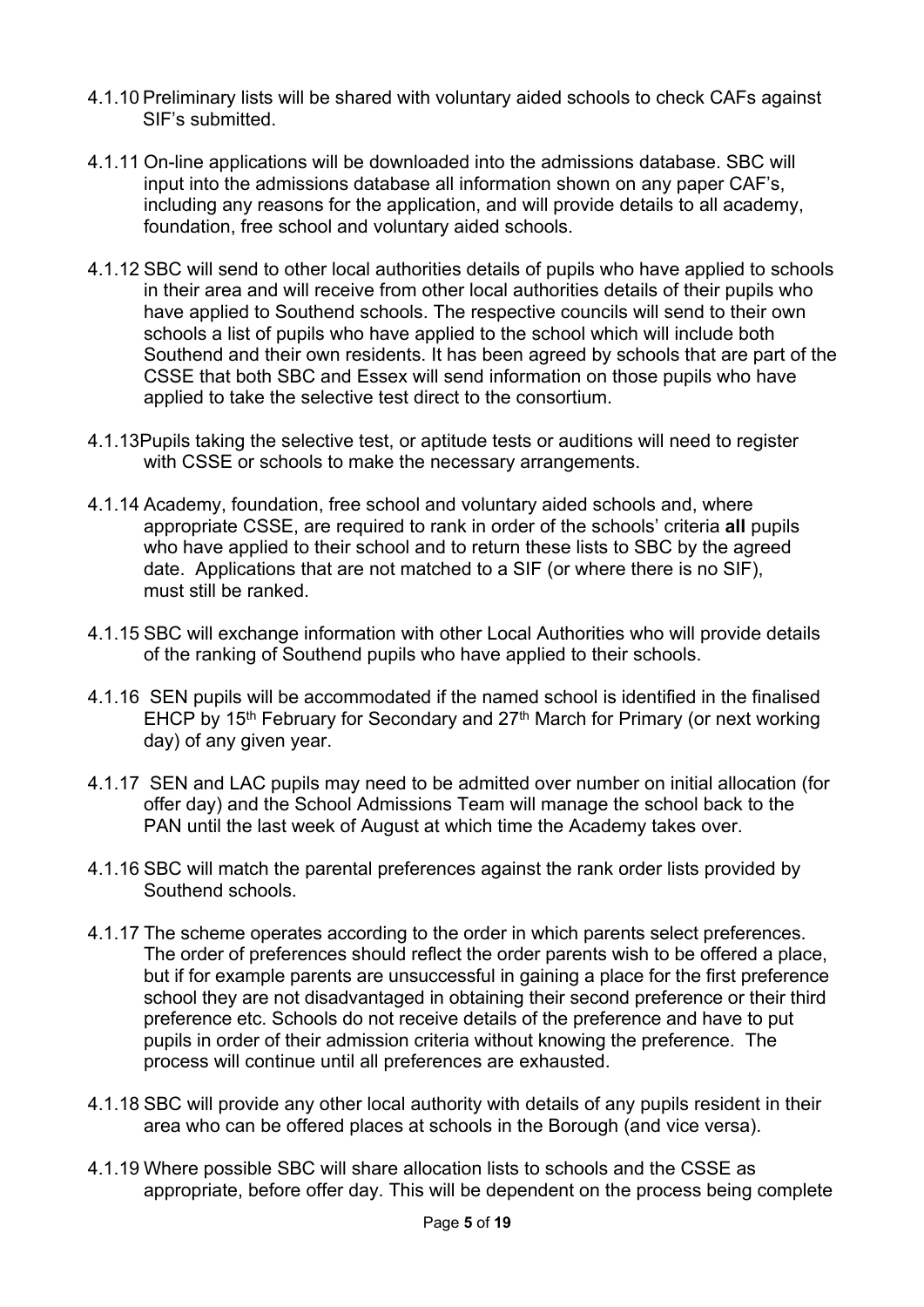4.1.10 Preliminary lists will be shared with voluntary aided schools to check CAFs against SIF's submitted.

4.1.11 On-line applications will be downloaded into the admissions database. SBC will input into the admissions database all information shown on any paper CAF's, including any reasons for the application, and will provide details to all academy, foundation, free school and voluntary aided schools.

4.1.12 SBC will send to other local authorities details of pupils who have applied to schools in their area and will receive from other local authorities details of their pupils who have applied to Southend schools. The respective councils will send to their own schools a list of pupils who have applied to the school which will include both Southend and their own residents. It has been agreed by schools that are part of the CSSE that both SBC and Essex will send information on those pupils who have applied to take the selective test direct to the consortium.

4.1.13 Pupils taking the selective test, or aptitude tests or auditions will need to register with CSSE or schools to make the necessary arrangements.

4.1.14 Academy, foundation, free school and voluntary aided schools and, where appropriate CSSE, are required to rank in order of the schools' criteria **all** pupils who have applied to their school and to return these lists to SBC by the agreed date. Applications that are not matched to a SIF (or where there is no SIF), must still be ranked.

4.1.15 SBC will exchange information with other Local Authorities who will provide details of the ranking of Southend pupils who have applied to their schools.

4.1.16 SEN pupils will be accommodated if the named school is identified in the finalised EHCP by 15th February for Secondary and 27th March for Primary (or next working day) of any given year.

4.1.17 SEN and LAC pupils may need to be admitted over number on initial allocation (for offer day) and the School Admissions Team will manage the school back to the PAN until the last week of August at which time the Academy takes over.

4.1.16 SBC will match the parental preferences against the rank order lists provided by Southend schools.

4.1.17 The scheme operates according to the order in which parents select preferences. The order of preferences should reflect the order parents wish to be offered a place, but if for example parents are unsuccessful in gaining a place for the first preference school they are not disadvantaged in obtaining their second preference or their third preference etc. Schools do not receive details of the preference and have to put pupils in order of their admission criteria without knowing the preference. The process will continue until all preferences are exhausted.

4.1.18 SBC will provide any other local authority with details of any pupils resident in their area who can be offered places at schools in the Borough (and vice versa).

4.1.19 Where possible SBC will share allocation lists to schools and the CSSE as appropriate, before offer day. This will be dependent on the process being complete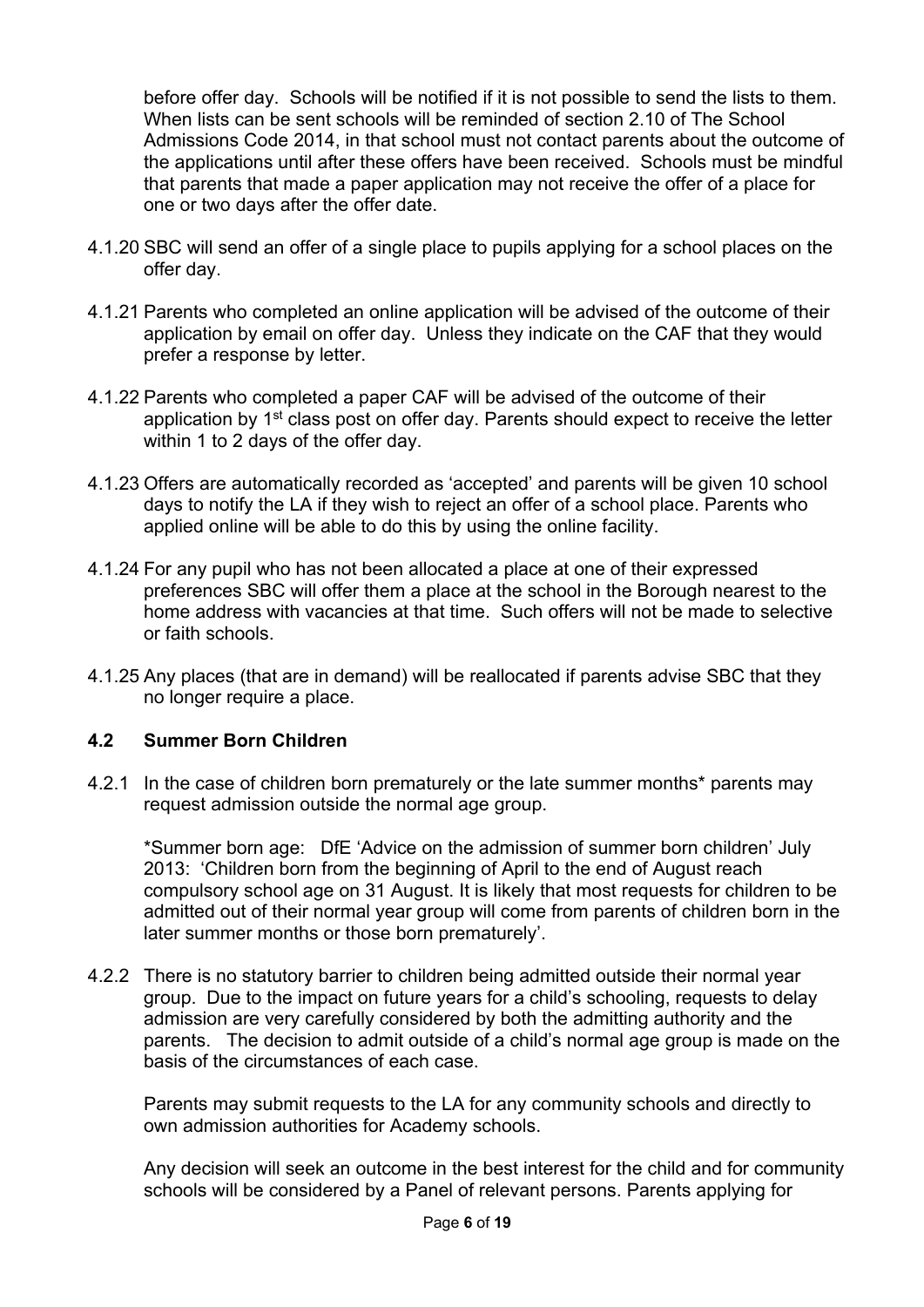before offer day. Schools will be notified if it is not possible to send the lists to them. When lists can be sent schools will be reminded of section 2.10 of The School Admissions Code 2014, in that school must not contact parents about the outcome of the applications until after these offers have been received. Schools must be mindful that parents that made a paper application may not receive the offer of a place for one or two days after the offer date.

4.1.20 SBC will send an offer of a single place to pupils applying for a school places on the offer day.

4.1.21 Parents who completed an online application will be advised of the outcome of their application by email on offer day. Unless they indicate on the CAF that they would prefer a response by letter.

4.1.22 Parents who completed a paper CAF will be advised of the outcome of their application by 1st class post on offer day. Parents should expect to receive the letter within 1 to 2 days of the offer day.

4.1.23 Offers are automatically recorded as 'accepted' and parents will be given 10 school days to notify the LA if they wish to reject an offer of a school place. Parents who applied online will be able to do this by using the online facility.

4.1.24 For any pupil who has not been allocated a place at one of their expressed preferences SBC will offer them a place at the school in the Borough nearest to the home address with vacancies at that time. Such offers will not be made to selective or faith schools.

4.1.25 Any places (that are in demand) will be reallocated if parents advise SBC that they no longer require a place.

### 4.2 Summer Born Children

4.2.1 In the case of children born prematurely or the late summer months* parents may request admission outside the normal age group.

*Summer born age: DfE 'Advice on the admission of summer born children' July 2013: 'Children born from the beginning of April to the end of August reach compulsory school age on 31 August. It is likely that most requests for children to be admitted out of their normal year group will come from parents of children born in the later summer months or those born prematurely'.

4.2.2 There is no statutory barrier to children being admitted outside their normal year group. Due to the impact on future years for a child's schooling, requests to delay admission are very carefully considered by both the admitting authority and the parents. The decision to admit outside of a child's normal age group is made on the basis of the circumstances of each case.

Parents may submit requests to the LA for any community schools and directly to own admission authorities for Academy schools.

Any decision will seek an outcome in the best interest for the child and for community schools will be considered by a Panel of relevant persons. Parents applying for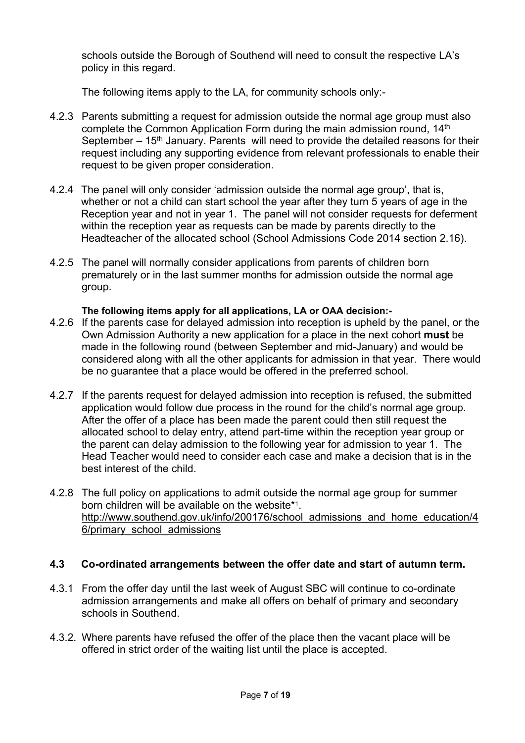schools outside the Borough of Southend will need to consult the respective LA's policy in this regard.

The following items apply to the LA, for community schools only:-

4.2.3 Parents submitting a request for admission outside the normal age group must also complete the Common Application Form during the main admission round, 14th September – 15th January. Parents will need to provide the detailed reasons for their request including any supporting evidence from relevant professionals to enable their request to be given proper consideration.

4.2.4 The panel will only consider 'admission outside the normal age group', that is, whether or not a child can start school the year after they turn 5 years of age in the Reception year and not in year 1. The panel will not consider requests for deferment within the reception year as requests can be made by parents directly to the Headteacher of the allocated school (School Admissions Code 2014 section 2.16).

4.2.5 The panel will normally consider applications from parents of children born prematurely or in the last summer months for admission outside the normal age group.

**The following items apply for all applications, LA or OAA decision:-**

4.2.6 If the parents case for delayed admission into reception is upheld by the panel, or the Own Admission Authority a new application for a place in the next cohort **must** be made in the following round (between September and mid-January) and would be considered along with all the other applicants for admission in that year. There would be no guarantee that a place would be offered in the preferred school.

4.2.7 If the parents request for delayed admission into reception is refused, the submitted application would follow due process in the round for the child's normal age group. After the offer of a place has been made the parent could then still request the allocated school to delay entry, attend part-time within the reception year group or the parent can delay admission to the following year for admission to year 1. The Head Teacher would need to consider each case and make a decision that is in the best interest of the child.

4.2.8 The full policy on applications to admit outside the normal age group for summer born children will be available on the website*[1].
http://www.southend.gov.uk/info/200176/school_admissions_and_home_education/46/primary_school_admissions

## 4.3 Co-ordinated arrangements between the offer date and start of autumn term.

4.3.1 From the offer day until the last week of August SBC will continue to co-ordinate admission arrangements and make all offers on behalf of primary and secondary schools in Southend.

4.3.2. Where parents have refused the offer of the place then the vacant place will be offered in strict order of the waiting list until the place is accepted.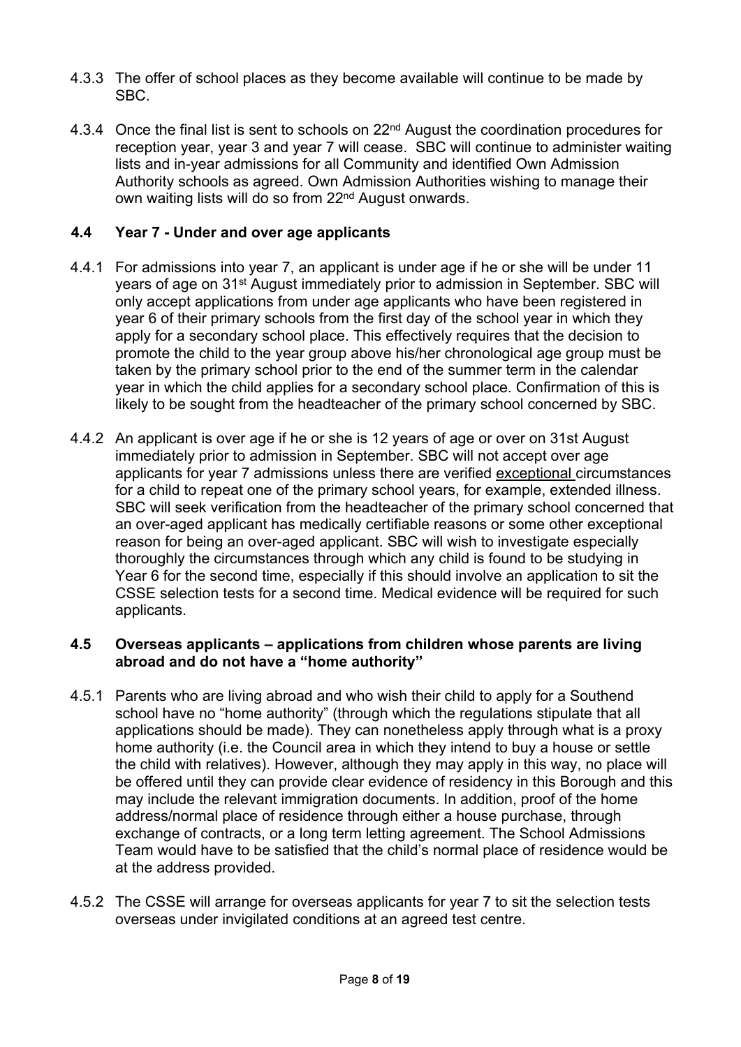4.3.3 The offer of school places as they become available will continue to be made by SBC.

4.3.4 Once the final list is sent to schools on 22nd August the coordination procedures for reception year, year 3 and year 7 will cease. SBC will continue to administer waiting lists and in-year admissions for all Community and identified Own Admission Authority schools as agreed. Own Admission Authorities wishing to manage their own waiting lists will do so from 22nd August onwards.

### 4.4 Year 7 - Under and over age applicants

4.4.1 For admissions into year 7, an applicant is under age if he or she will be under 11 years of age on 31st August immediately prior to admission in September. SBC will only accept applications from under age applicants who have been registered in year 6 of their primary schools from the first day of the school year in which they apply for a secondary school place. This effectively requires that the decision to promote the child to the year group above his/her chronological age group must be taken by the primary school prior to the end of the summer term in the calendar year in which the child applies for a secondary school place. Confirmation of this is likely to be sought from the headteacher of the primary school concerned by SBC.

4.4.2 An applicant is over age if he or she is 12 years of age or over on 31st August immediately prior to admission in September. SBC will not accept over age applicants for year 7 admissions unless there are verified exceptional circumstances for a child to repeat one of the primary school years, for example, extended illness. SBC will seek verification from the headteacher of the primary school concerned that an over-aged applicant has medically certifiable reasons or some other exceptional reason for being an over-aged applicant. SBC will wish to investigate especially thoroughly the circumstances through which any child is found to be studying in Year 6 for the second time, especially if this should involve an application to sit the CSSE selection tests for a second time. Medical evidence will be required for such applicants.

### 4.5 Overseas applicants – applications from children whose parents are living abroad and do not have a "home authority"

4.5.1 Parents who are living abroad and who wish their child to apply for a Southend school have no "home authority" (through which the regulations stipulate that all applications should be made). They can nonetheless apply through what is a proxy home authority (i.e. the Council area in which they intend to buy a house or settle the child with relatives). However, although they may apply in this way, no place will be offered until they can provide clear evidence of residency in this Borough and this may include the relevant immigration documents. In addition, proof of the home address/normal place of residence through either a house purchase, through exchange of contracts, or a long term letting agreement. The School Admissions Team would have to be satisfied that the child's normal place of residence would be at the address provided.

4.5.2 The CSSE will arrange for overseas applicants for year 7 to sit the selection tests overseas under invigilated conditions at an agreed test centre.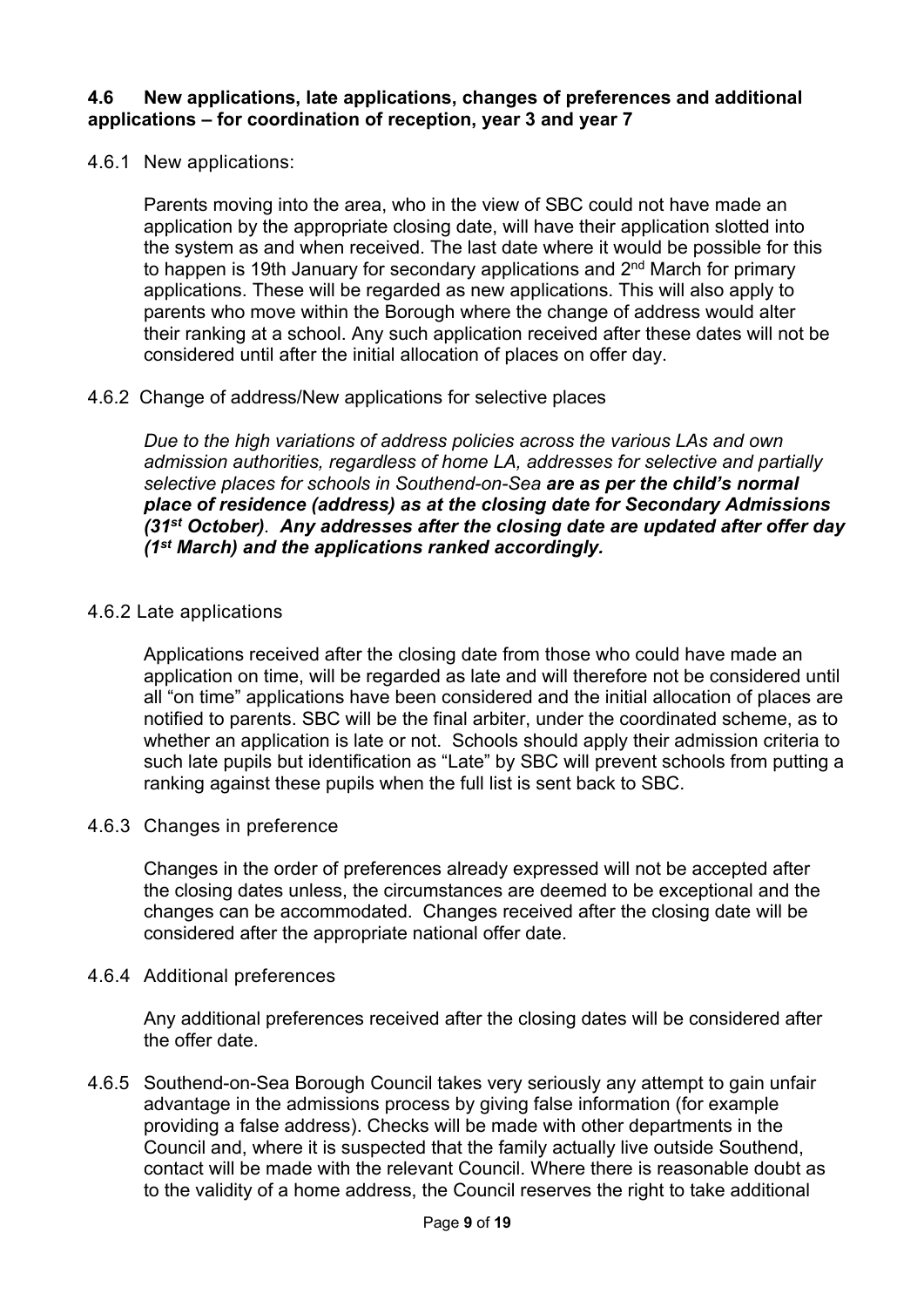**4.6 New applications, late applications, changes of preferences and additional applications – for coordination of reception, year 3 and year 7**

4.6.1 New applications:

Parents moving into the area, who in the view of SBC could not have made an application by the appropriate closing date, will have their application slotted into the system as and when received. The last date where it would be possible for this to happen is 19th January for secondary applications and 2nd March for primary applications. These will be regarded as new applications. This will also apply to parents who move within the Borough where the change of address would alter their ranking at a school. Any such application received after these dates will not be considered until after the initial allocation of places on offer day.

4.6.2 Change of address/New applications for selective places

*Due to the high variations of address policies across the various LAs and own admission authorities, regardless of home LA, addresses for selective and partially selective places for schools in Southend-on-Sea* ***are as per the child's normal place of residence (address) as at the closing date for Secondary Admissions (31st October). Any addresses after the closing date are updated after offer day (1st March) and the applications ranked accordingly.***

4.6.2 Late applications

Applications received after the closing date from those who could have made an application on time, will be regarded as late and will therefore not be considered until all "on time" applications have been considered and the initial allocation of places are notified to parents. SBC will be the final arbiter, under the coordinated scheme, as to whether an application is late or not. Schools should apply their admission criteria to such late pupils but identification as "Late" by SBC will prevent schools from putting a ranking against these pupils when the full list is sent back to SBC.

4.6.3 Changes in preference

Changes in the order of preferences already expressed will not be accepted after the closing dates unless, the circumstances are deemed to be exceptional and the changes can be accommodated. Changes received after the closing date will be considered after the appropriate national offer date.

4.6.4 Additional preferences

Any additional preferences received after the closing dates will be considered after the offer date.

4.6.5 Southend-on-Sea Borough Council takes very seriously any attempt to gain unfair advantage in the admissions process by giving false information (for example providing a false address). Checks will be made with other departments in the Council and, where it is suspected that the family actually live outside Southend, contact will be made with the relevant Council. Where there is reasonable doubt as to the validity of a home address, the Council reserves the right to take additional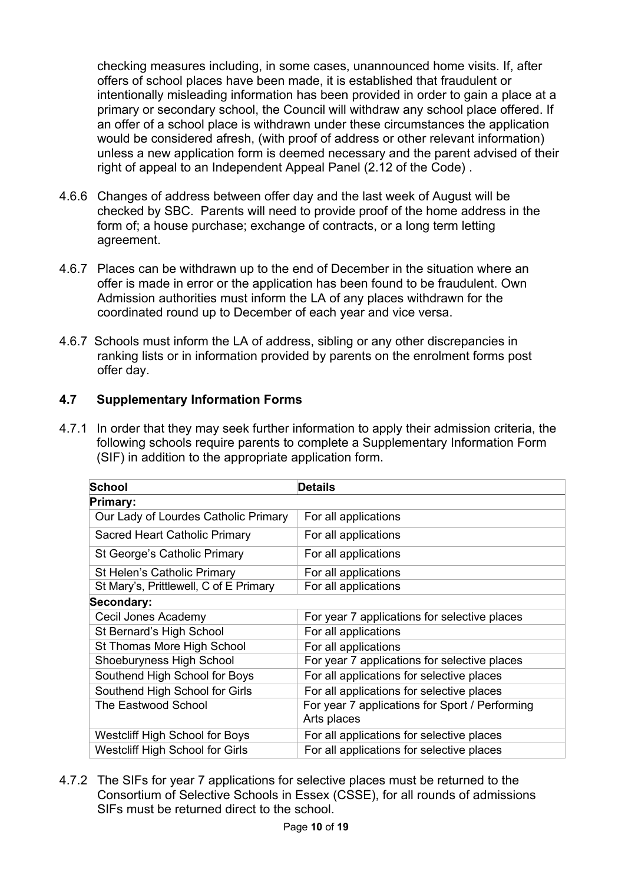checking measures including, in some cases, unannounced home visits. If, after offers of school places have been made, it is established that fraudulent or intentionally misleading information has been provided in order to gain a place at a primary or secondary school, the Council will withdraw any school place offered. If an offer of a school place is withdrawn under these circumstances the application would be considered afresh, (with proof of address or other relevant information) unless a new application form is deemed necessary and the parent advised of their right of appeal to an Independent Appeal Panel (2.12 of the Code) .

4.6.6 Changes of address between offer day and the last week of August will be checked by SBC. Parents will need to provide proof of the home address in the form of; a house purchase; exchange of contracts, or a long term letting agreement.

4.6.7 Places can be withdrawn up to the end of December in the situation where an offer is made in error or the application has been found to be fraudulent. Own Admission authorities must inform the LA of any places withdrawn for the coordinated round up to December of each year and vice versa.

4.6.7 Schools must inform the LA of address, sibling or any other discrepancies in ranking lists or in information provided by parents on the enrolment forms post offer day.

## 4.7 Supplementary Information Forms

4.7.1 In order that they may seek further information to apply their admission criteria, the following schools require parents to complete a Supplementary Information Form (SIF) in addition to the appropriate application form.

| School | Details |
|---|---|
| **Primary:** | |
| Our Lady of Lourdes Catholic Primary | For all applications |
| Sacred Heart Catholic Primary | For all applications |
| St George's Catholic Primary | For all applications |
| St Helen's Catholic Primary | For all applications |
| St Mary's, Prittlewell, C of E Primary | For all applications |
| **Secondary:** | |
| Cecil Jones Academy | For year 7 applications for selective places |
| St Bernard's High School | For all applications |
| St Thomas More High School | For all applications |
| Shoeburyness High School | For year 7 applications for selective places |
| Southend High School for Boys | For all applications for selective places |
| Southend High School for Girls | For all applications for selective places |
| The Eastwood School | For year 7 applications for Sport / Performing Arts places |
| Westcliff High School for Boys | For all applications for selective places |
| Westcliff High School for Girls | For all applications for selective places |

4.7.2 The SIFs for year 7 applications for selective places must be returned to the Consortium of Selective Schools in Essex (CSSE), for all rounds of admissions SIFs must be returned direct to the school.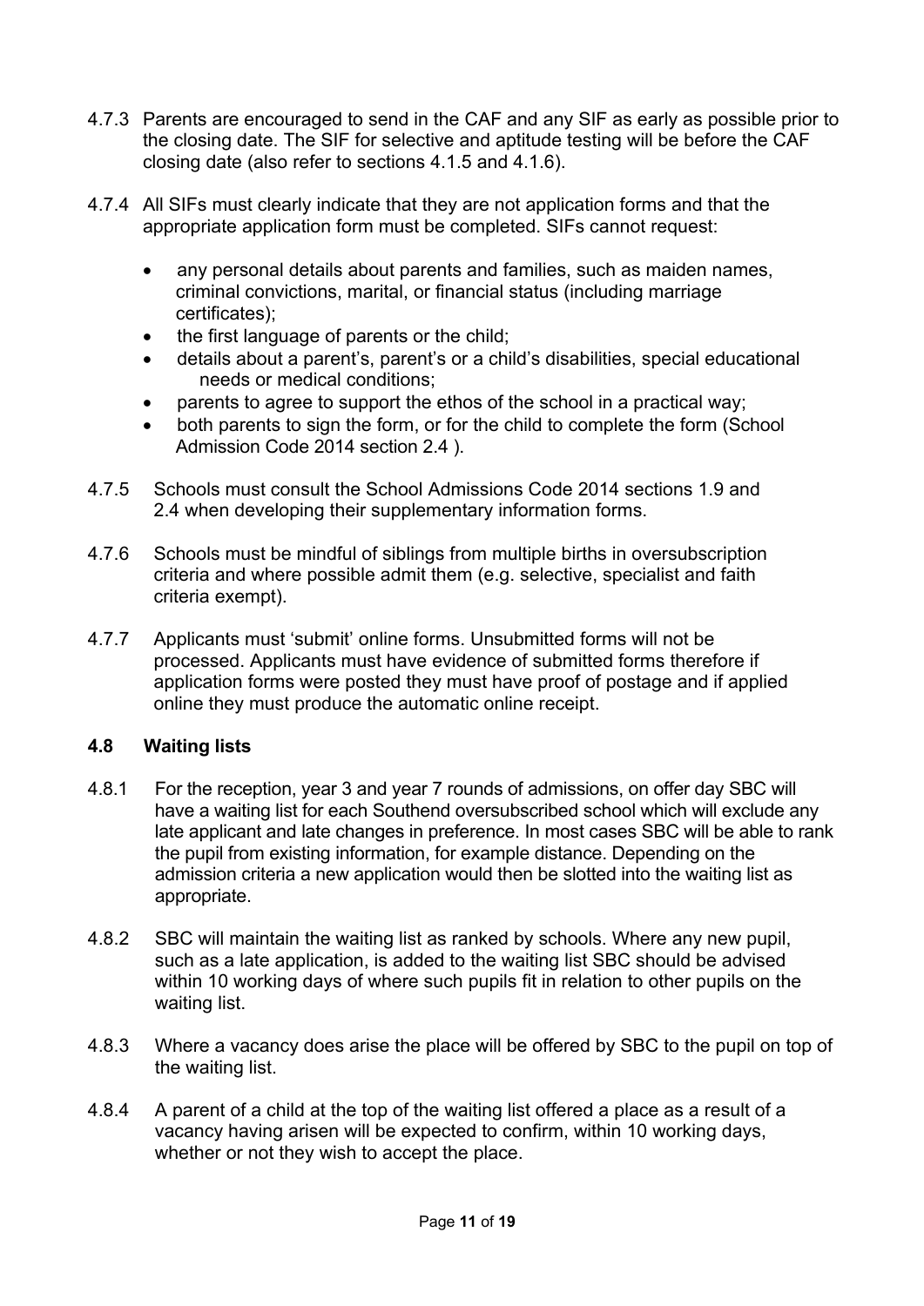4.7.3 Parents are encouraged to send in the CAF and any SIF as early as possible prior to the closing date. The SIF for selective and aptitude testing will be before the CAF closing date (also refer to sections 4.1.5 and 4.1.6).

4.7.4 All SIFs must clearly indicate that they are not application forms and that the appropriate application form must be completed. SIFs cannot request:

- any personal details about parents and families, such as maiden names, criminal convictions, marital, or financial status (including marriage certificates);
- the first language of parents or the child;
- details about a parent's, parent's or a child's disabilities, special educational needs or medical conditions;
- parents to agree to support the ethos of the school in a practical way;
- both parents to sign the form, or for the child to complete the form (School Admission Code 2014 section 2.4 ).

4.7.5 Schools must consult the School Admissions Code 2014 sections 1.9 and 2.4 when developing their supplementary information forms.

4.7.6 Schools must be mindful of siblings from multiple births in oversubscription criteria and where possible admit them (e.g. selective, specialist and faith criteria exempt).

4.7.7 Applicants must 'submit' online forms. Unsubmitted forms will not be processed. Applicants must have evidence of submitted forms therefore if application forms were posted they must have proof of postage and if applied online they must produce the automatic online receipt.

### 4.8 Waiting lists

4.8.1 For the reception, year 3 and year 7 rounds of admissions, on offer day SBC will have a waiting list for each Southend oversubscribed school which will exclude any late applicant and late changes in preference. In most cases SBC will be able to rank the pupil from existing information, for example distance. Depending on the admission criteria a new application would then be slotted into the waiting list as appropriate.

4.8.2 SBC will maintain the waiting list as ranked by schools. Where any new pupil, such as a late application, is added to the waiting list SBC should be advised within 10 working days of where such pupils fit in relation to other pupils on the waiting list.

4.8.3 Where a vacancy does arise the place will be offered by SBC to the pupil on top of the waiting list.

4.8.4 A parent of a child at the top of the waiting list offered a place as a result of a vacancy having arisen will be expected to confirm, within 10 working days, whether or not they wish to accept the place.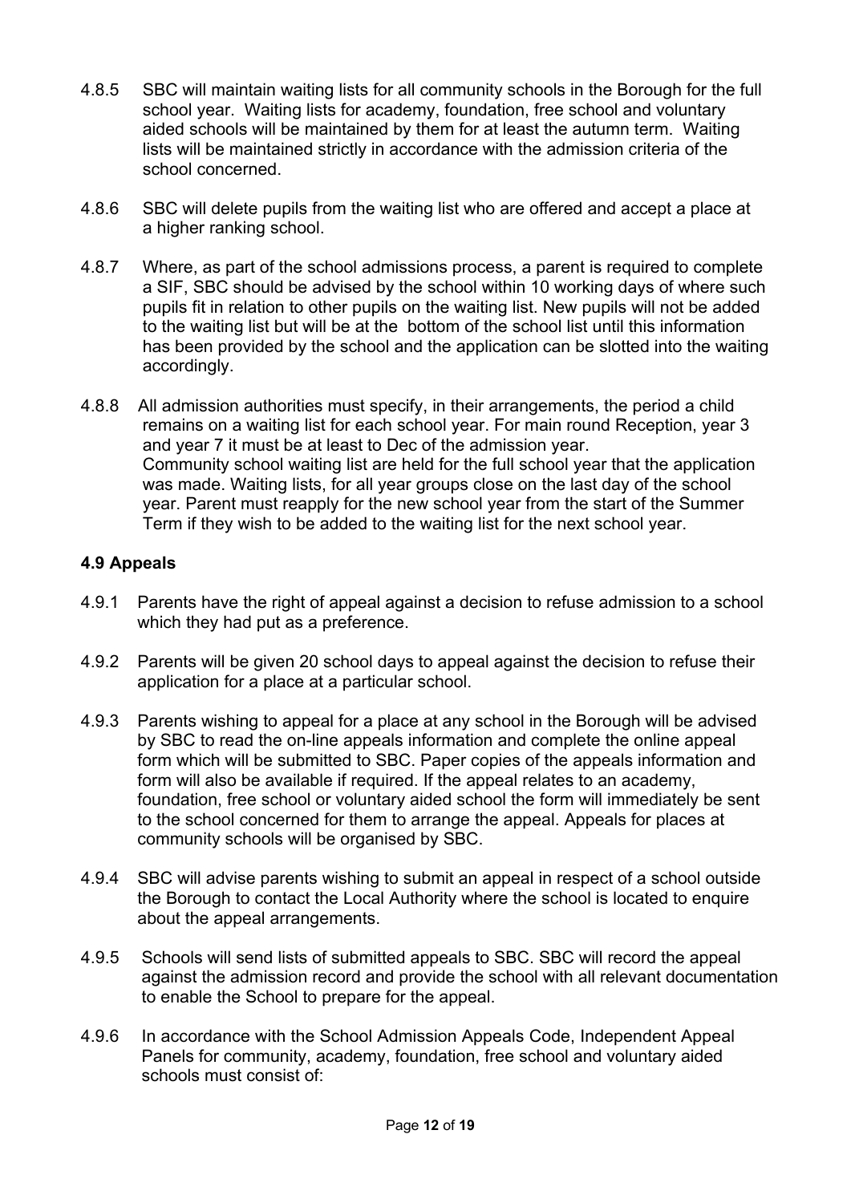4.8.5 SBC will maintain waiting lists for all community schools in the Borough for the full school year. Waiting lists for academy, foundation, free school and voluntary aided schools will be maintained by them for at least the autumn term. Waiting lists will be maintained strictly in accordance with the admission criteria of the school concerned.

4.8.6 SBC will delete pupils from the waiting list who are offered and accept a place at a higher ranking school.

4.8.7 Where, as part of the school admissions process, a parent is required to complete a SIF, SBC should be advised by the school within 10 working days of where such pupils fit in relation to other pupils on the waiting list. New pupils will not be added to the waiting list but will be at the bottom of the school list until this information has been provided by the school and the application can be slotted into the waiting accordingly.

4.8.8 All admission authorities must specify, in their arrangements, the period a child remains on a waiting list for each school year. For main round Reception, year 3 and year 7 it must be at least to Dec of the admission year. Community school waiting list are held for the full school year that the application was made. Waiting lists, for all year groups close on the last day of the school year. Parent must reapply for the new school year from the start of the Summer Term if they wish to be added to the waiting list for the next school year.

### 4.9 Appeals

4.9.1 Parents have the right of appeal against a decision to refuse admission to a school which they had put as a preference.

4.9.2 Parents will be given 20 school days to appeal against the decision to refuse their application for a place at a particular school.

4.9.3 Parents wishing to appeal for a place at any school in the Borough will be advised by SBC to read the on-line appeals information and complete the online appeal form which will be submitted to SBC. Paper copies of the appeals information and form will also be available if required. If the appeal relates to an academy, foundation, free school or voluntary aided school the form will immediately be sent to the school concerned for them to arrange the appeal. Appeals for places at community schools will be organised by SBC.

4.9.4 SBC will advise parents wishing to submit an appeal in respect of a school outside the Borough to contact the Local Authority where the school is located to enquire about the appeal arrangements.

4.9.5 Schools will send lists of submitted appeals to SBC. SBC will record the appeal against the admission record and provide the school with all relevant documentation to enable the School to prepare for the appeal.

4.9.6 In accordance with the School Admission Appeals Code, Independent Appeal Panels for community, academy, foundation, free school and voluntary aided schools must consist of: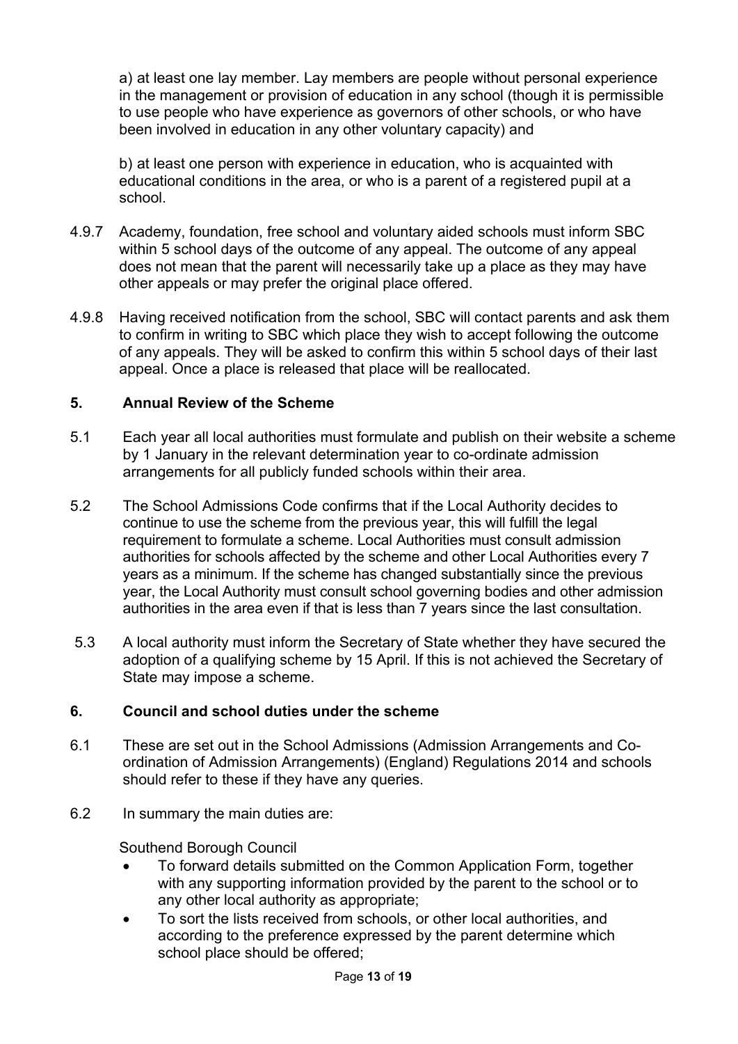a) at least one lay member. Lay members are people without personal experience in the management or provision of education in any school (though it is permissible to use people who have experience as governors of other schools, or who have been involved in education in any other voluntary capacity) and

b) at least one person with experience in education, who is acquainted with educational conditions in the area, or who is a parent of a registered pupil at a school.

4.9.7 Academy, foundation, free school and voluntary aided schools must inform SBC within 5 school days of the outcome of any appeal. The outcome of any appeal does not mean that the parent will necessarily take up a place as they may have other appeals or may prefer the original place offered.

4.9.8 Having received notification from the school, SBC will contact parents and ask them to confirm in writing to SBC which place they wish to accept following the outcome of any appeals. They will be asked to confirm this within 5 school days of their last appeal. Once a place is released that place will be reallocated.

## 5. Annual Review of the Scheme

5.1 Each year all local authorities must formulate and publish on their website a scheme by 1 January in the relevant determination year to co-ordinate admission arrangements for all publicly funded schools within their area.

5.2 The School Admissions Code confirms that if the Local Authority decides to continue to use the scheme from the previous year, this will fulfill the legal requirement to formulate a scheme. Local Authorities must consult admission authorities for schools affected by the scheme and other Local Authorities every 7 years as a minimum. If the scheme has changed substantially since the previous year, the Local Authority must consult school governing bodies and other admission authorities in the area even if that is less than 7 years since the last consultation.

5.3 A local authority must inform the Secretary of State whether they have secured the adoption of a qualifying scheme by 15 April. If this is not achieved the Secretary of State may impose a scheme.

## 6. Council and school duties under the scheme

6.1 These are set out in the School Admissions (Admission Arrangements and Co-ordination of Admission Arrangements) (England) Regulations 2014 and schools should refer to these if they have any queries.

6.2 In summary the main duties are:

Southend Borough Council

- To forward details submitted on the Common Application Form, together with any supporting information provided by the parent to the school or to any other local authority as appropriate;
- To sort the lists received from schools, or other local authorities, and according to the preference expressed by the parent determine which school place should be offered;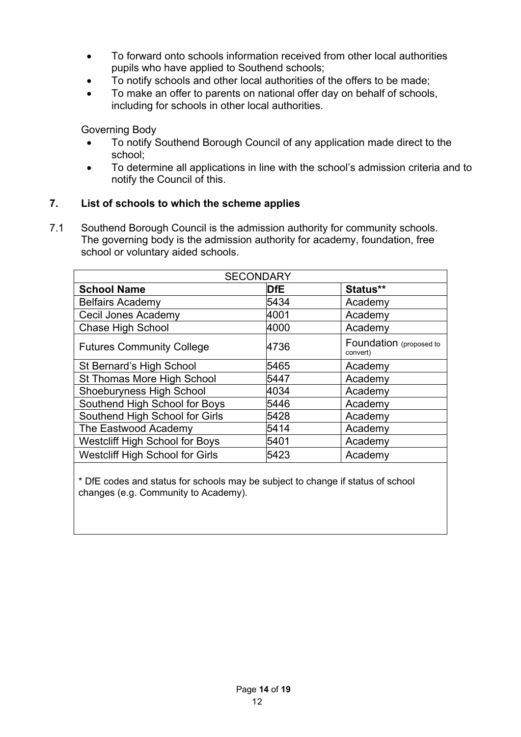- To forward onto schools information received from other local authorities pupils who have applied to Southend schools;
- To notify schools and other local authorities of the offers to be made;
- To make an offer to parents on national offer day on behalf of schools, including for schools in other local authorities.

Governing Body

- To notify Southend Borough Council of any application made direct to the school;
- To determine all applications in line with the school's admission criteria and to notify the Council of this.

## 7. List of schools to which the scheme applies

7.1 Southend Borough Council is the admission authority for community schools. The governing body is the admission authority for academy, foundation, free school or voluntary aided schools.

| SECONDARY | | |
|---|---|---|
| **School Name** | **DfE** | **Status\*\*** |
| Belfairs Academy | 5434 | Academy |
| Cecil Jones Academy | 4001 | Academy |
| Chase High School | 4000 | Academy |
| Futures Community College | 4736 | Foundation (proposed to convert) |
| St Bernard's High School | 5465 | Academy |
| St Thomas More High School | 5447 | Academy |
| Shoeburyness High School | 4034 | Academy |
| Southend High School for Boys | 5446 | Academy |
| Southend High School for Girls | 5428 | Academy |
| The Eastwood Academy | 5414 | Academy |
| Westcliff High School for Boys | 5401 | Academy |
| Westcliff High School for Girls | 5423 | Academy |

\* DfE codes and status for schools may be subject to change if status of school changes (e.g. Community to Academy).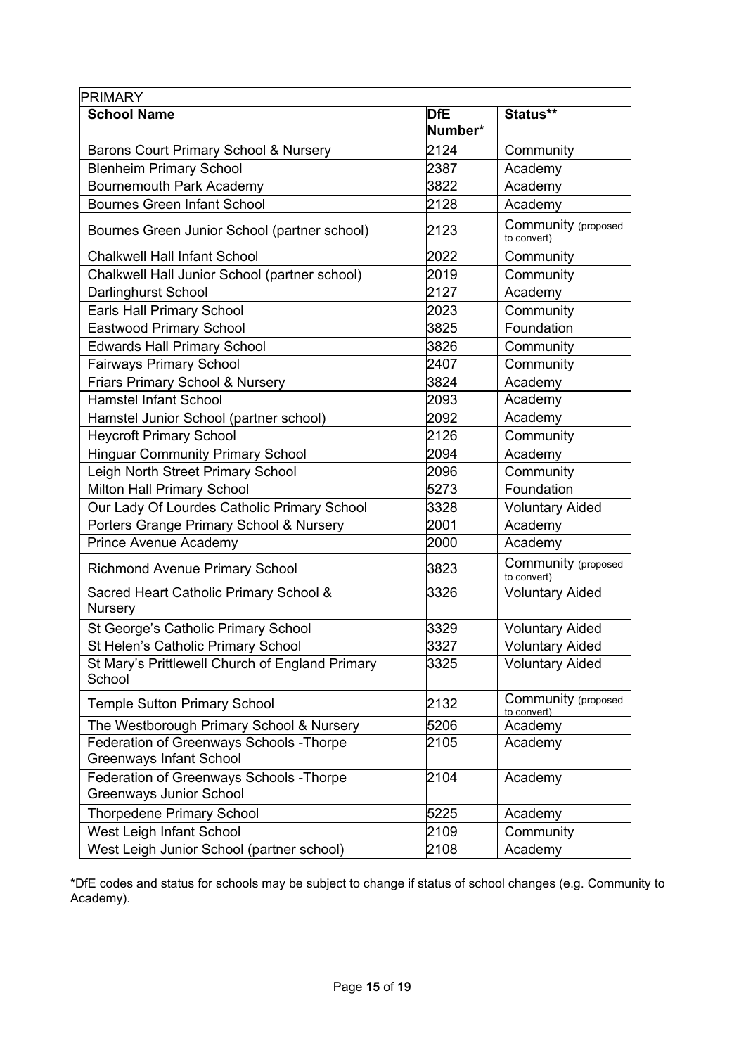| PRIMARY | | |
|---|---|---|
| **School Name** | **DfE Number*** | **Status**** |
| Barons Court Primary School & Nursery | 2124 | Community |
| Blenheim Primary School | 2387 | Academy |
| Bournemouth Park Academy | 3822 | Academy |
| Bournes Green Infant School | 2128 | Academy |
| Bournes Green Junior School (partner school) | 2123 | Community (proposed to convert) |
| Chalkwell Hall Infant School | 2022 | Community |
| Chalkwell Hall Junior School (partner school) | 2019 | Community |
| Darlinghurst School | 2127 | Academy |
| Earls Hall Primary School | 2023 | Community |
| Eastwood Primary School | 3825 | Foundation |
| Edwards Hall Primary School | 3826 | Community |
| Fairways Primary School | 2407 | Community |
| Friars Primary School & Nursery | 3824 | Academy |
| Hamstel Infant School | 2093 | Academy |
| Hamstel Junior School (partner school) | 2092 | Academy |
| Heycroft Primary School | 2126 | Community |
| Hinguar Community Primary School | 2094 | Academy |
| Leigh North Street Primary School | 2096 | Community |
| Milton Hall Primary School | 5273 | Foundation |
| Our Lady Of Lourdes Catholic Primary School | 3328 | Voluntary Aided |
| Porters Grange Primary School & Nursery | 2001 | Academy |
| Prince Avenue Academy | 2000 | Academy |
| Richmond Avenue Primary School | 3823 | Community (proposed to convert) |
| Sacred Heart Catholic Primary School & Nursery | 3326 | Voluntary Aided |
| St George's Catholic Primary School | 3329 | Voluntary Aided |
| St Helen's Catholic Primary School | 3327 | Voluntary Aided |
| St Mary's Prittlewell Church of England Primary School | 3325 | Voluntary Aided |
| Temple Sutton Primary School | 2132 | Community (proposed to convert) |
| The Westborough Primary School & Nursery | 5206 | Academy |
| Federation of Greenways Schools -Thorpe Greenways Infant School | 2105 | Academy |
| Federation of Greenways Schools -Thorpe Greenways Junior School | 2104 | Academy |
| Thorpedene Primary School | 5225 | Academy |
| West Leigh Infant School | 2109 | Community |
| West Leigh Junior School (partner school) | 2108 | Academy |

*DfE codes and status for schools may be subject to change if status of school changes (e.g. Community to Academy).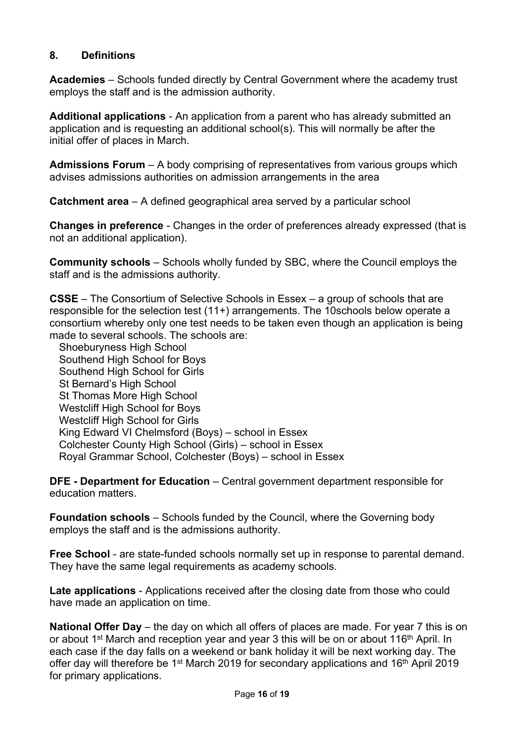## 8. Definitions

**Academies** – Schools funded directly by Central Government where the academy trust employs the staff and is the admission authority.

**Additional applications** - An application from a parent who has already submitted an application and is requesting an additional school(s). This will normally be after the initial offer of places in March.

**Admissions Forum** – A body comprising of representatives from various groups which advises admissions authorities on admission arrangements in the area

**Catchment area** – A defined geographical area served by a particular school

**Changes in preference** - Changes in the order of preferences already expressed (that is not an additional application).

**Community schools** – Schools wholly funded by SBC, where the Council employs the staff and is the admissions authority.

**CSSE** – The Consortium of Selective Schools in Essex – a group of schools that are responsible for the selection test (11+) arrangements. The 10schools below operate a consortium whereby only one test needs to be taken even though an application is being made to several schools. The schools are:

- Shoeburyness High School
- Southend High School for Boys
- Southend High School for Girls
- St Bernard's High School
- St Thomas More High School
- Westcliff High School for Boys
- Westcliff High School for Girls
- King Edward VI Chelmsford (Boys) – school in Essex
- Colchester County High School (Girls) – school in Essex
- Royal Grammar School, Colchester (Boys) – school in Essex

**DFE - Department for Education** – Central government department responsible for education matters.

**Foundation schools** – Schools funded by the Council, where the Governing body employs the staff and is the admissions authority.

**Free School** - are state-funded schools normally set up in response to parental demand. They have the same legal requirements as academy schools.

**Late applications** - Applications received after the closing date from those who could have made an application on time.

**National Offer Day** – the day on which all offers of places are made. For year 7 this is on or about 1st March and reception year and year 3 this will be on or about 116th April. In each case if the day falls on a weekend or bank holiday it will be next working day. The offer day will therefore be 1st March 2019 for secondary applications and 16th April 2019 for primary applications.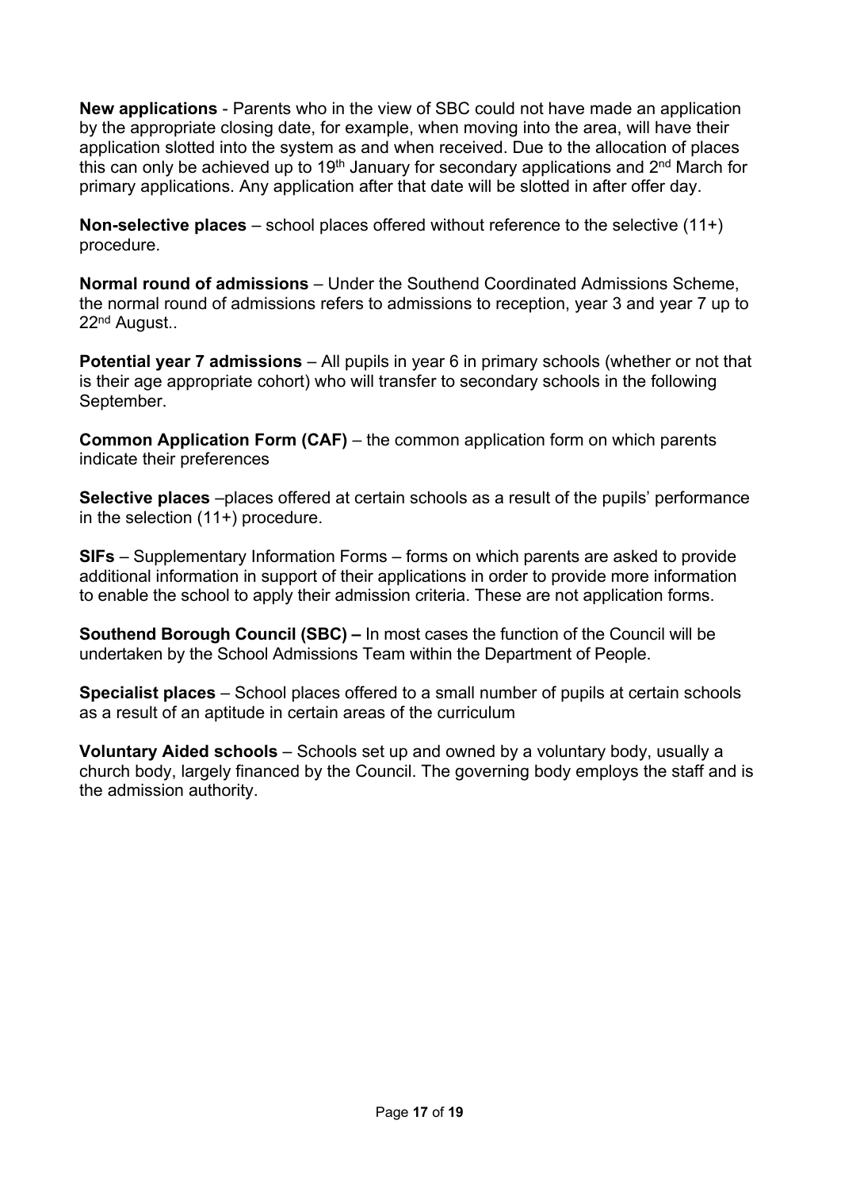**New applications** - Parents who in the view of SBC could not have made an application by the appropriate closing date, for example, when moving into the area, will have their application slotted into the system as and when received. Due to the allocation of places this can only be achieved up to 19th January for secondary applications and 2nd March for primary applications. Any application after that date will be slotted in after offer day.

**Non-selective places** – school places offered without reference to the selective (11+) procedure.

**Normal round of admissions** – Under the Southend Coordinated Admissions Scheme, the normal round of admissions refers to admissions to reception, year 3 and year 7 up to 22nd August..

**Potential year 7 admissions** – All pupils in year 6 in primary schools (whether or not that is their age appropriate cohort) who will transfer to secondary schools in the following September.

**Common Application Form (CAF)** – the common application form on which parents indicate their preferences

**Selective places** –places offered at certain schools as a result of the pupils' performance in the selection (11+) procedure.

**SIFs** – Supplementary Information Forms – forms on which parents are asked to provide additional information in support of their applications in order to provide more information to enable the school to apply their admission criteria. These are not application forms.

**Southend Borough Council (SBC) –** In most cases the function of the Council will be undertaken by the School Admissions Team within the Department of People.

**Specialist places** – School places offered to a small number of pupils at certain schools as a result of an aptitude in certain areas of the curriculum

**Voluntary Aided schools** – Schools set up and owned by a voluntary body, usually a church body, largely financed by the Council. The governing body employs the staff and is the admission authority.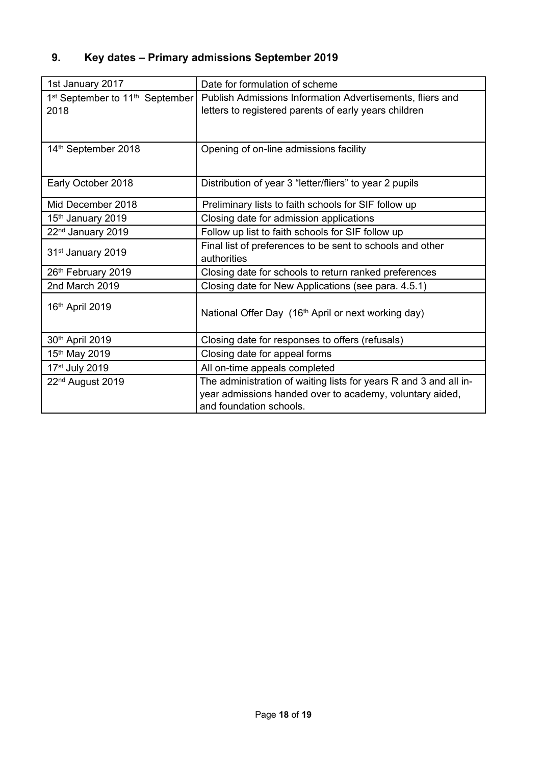## 9. Key dates – Primary admissions September 2019

| | |
|---|---|
| 1st January 2017 | Date for formulation of scheme |
| 1st September to 11th September 2018 | Publish Admissions Information Advertisements, fliers and letters to registered parents of early years children |
| 14th September 2018 | Opening of on-line admissions facility |
| Early October 2018 | Distribution of year 3 "letter/fliers" to year 2 pupils |
| Mid December 2018 | Preliminary lists to faith schools for SIF follow up |
| 15th January 2019 | Closing date for admission applications |
| 22nd January 2019 | Follow up list to faith schools for SIF follow up |
| 31st January 2019 | Final list of preferences to be sent to schools and other authorities |
| 26th February 2019 | Closing date for schools to return ranked preferences |
| 2nd March 2019 | Closing date for New Applications (see para. 4.5.1) |
| 16th April 2019 | National Offer Day (16th April or next working day) |
| 30th April 2019 | Closing date for responses to offers (refusals) |
| 15th May 2019 | Closing date for appeal forms |
| 17st July 2019 | All on-time appeals completed |
| 22nd August 2019 | The administration of waiting lists for years R and 3 and all in-year admissions handed over to academy, voluntary aided, and foundation schools. |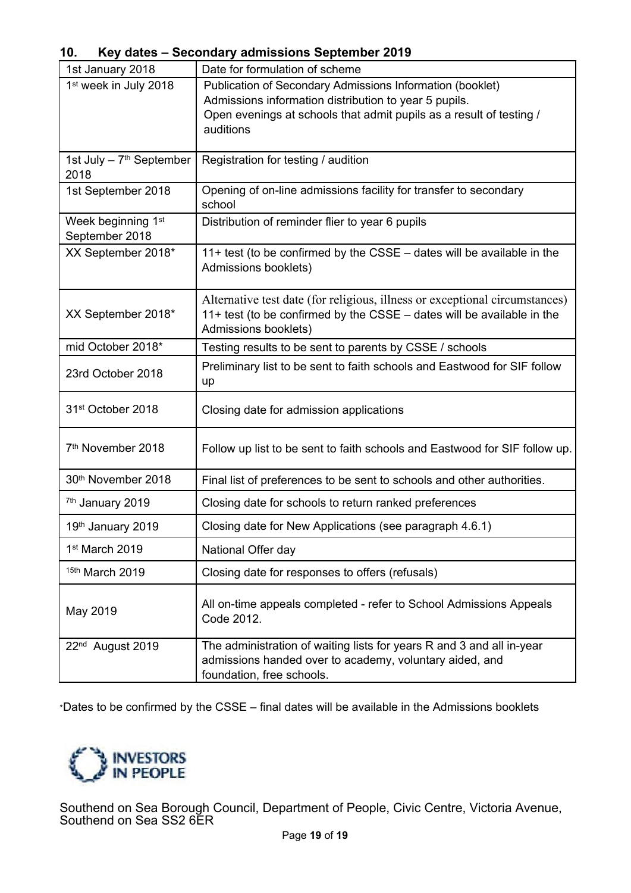## 10. Key dates – Secondary admissions September 2019

| | |
|---|---|
| 1st January 2018 | Date for formulation of scheme |
| 1st week in July 2018 | Publication of Secondary Admissions Information (booklet)<br>Admissions information distribution to year 5 pupils.<br>Open evenings at schools that admit pupils as a result of testing / auditions |
| 1st July – 7th September 2018 | Registration for testing / audition |
| 1st September 2018 | Opening of on-line admissions facility for transfer to secondary school |
| Week beginning 1st September 2018 | Distribution of reminder flier to year 6 pupils |
| XX September 2018* | 11+ test (to be confirmed by the CSSE – dates will be available in the Admissions booklets) |
| XX September 2018* | Alternative test date (for religious, illness or exceptional circumstances) 11+ test (to be confirmed by the CSSE – dates will be available in the Admissions booklets) |
| mid October 2018* | Testing results to be sent to parents by CSSE / schools |
| 23rd October 2018 | Preliminary list to be sent to faith schools and Eastwood for SIF follow up |
| 31st October 2018 | Closing date for admission applications |
| 7th November 2018 | Follow up list to be sent to faith schools and Eastwood for SIF follow up. |
| 30th November 2018 | Final list of preferences to be sent to schools and other authorities. |
| 7th January 2019 | Closing date for schools to return ranked preferences |
| 19th January 2019 | Closing date for New Applications (see paragraph 4.6.1) |
| 1st March 2019 | National Offer day |
| 15th March 2019 | Closing date for responses to offers (refusals) |
| May 2019 | All on-time appeals completed - refer to School Admissions Appeals Code 2012. |
| 22nd August 2019 | The administration of waiting lists for years R and 3 and all in-year admissions handed over to academy, voluntary aided, and foundation, free schools. |

*Dates to be confirmed by the CSSE – final dates will be available in the Admissions booklets

INVESTORS IN PEOPLE

Southend on Sea Borough Council, Department of People, Civic Centre, Victoria Avenue, Southend on Sea SS2 6ER